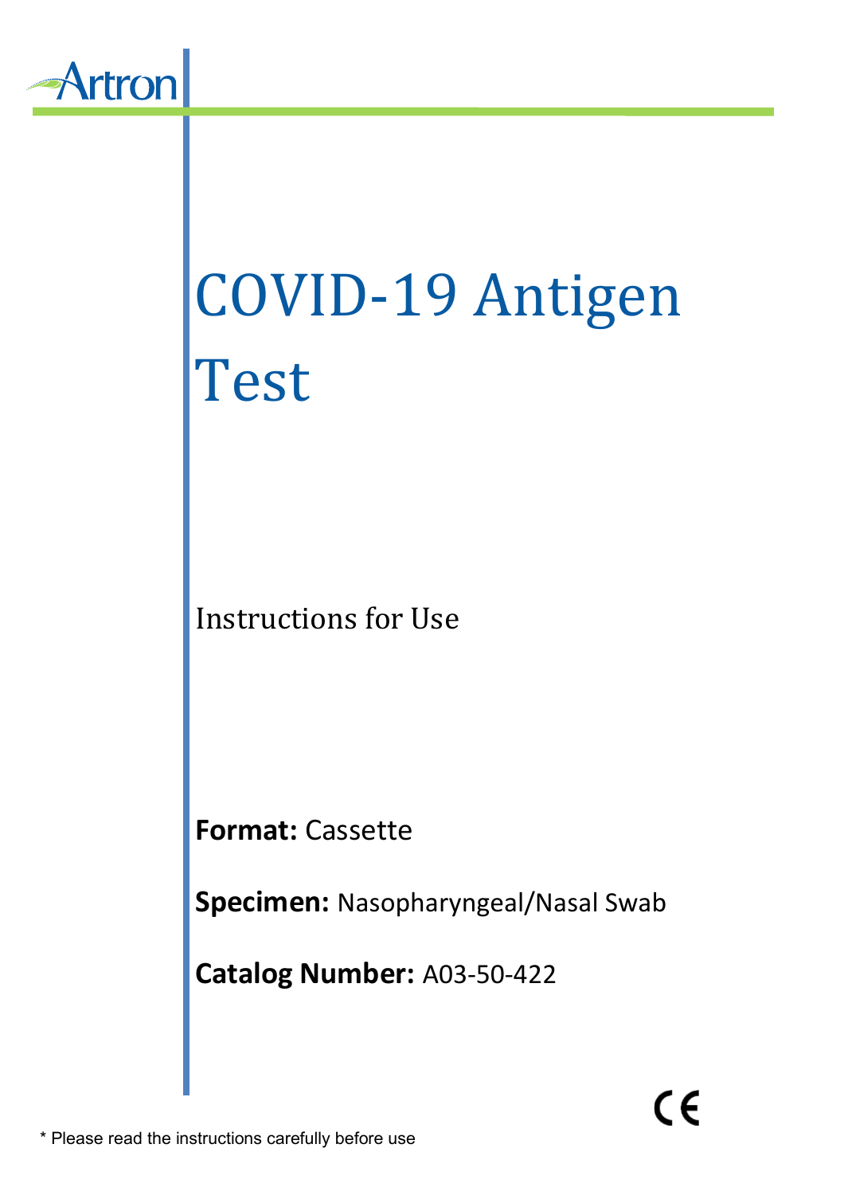Artron

# COVID-19 Antigen Test

Instructions for Use

**Format:** Cassette

**Specimen:** Nasopharyngeal/Nasal Swab

**Catalog Number:** A03-50-422

CE

* Please read the instructions carefully before use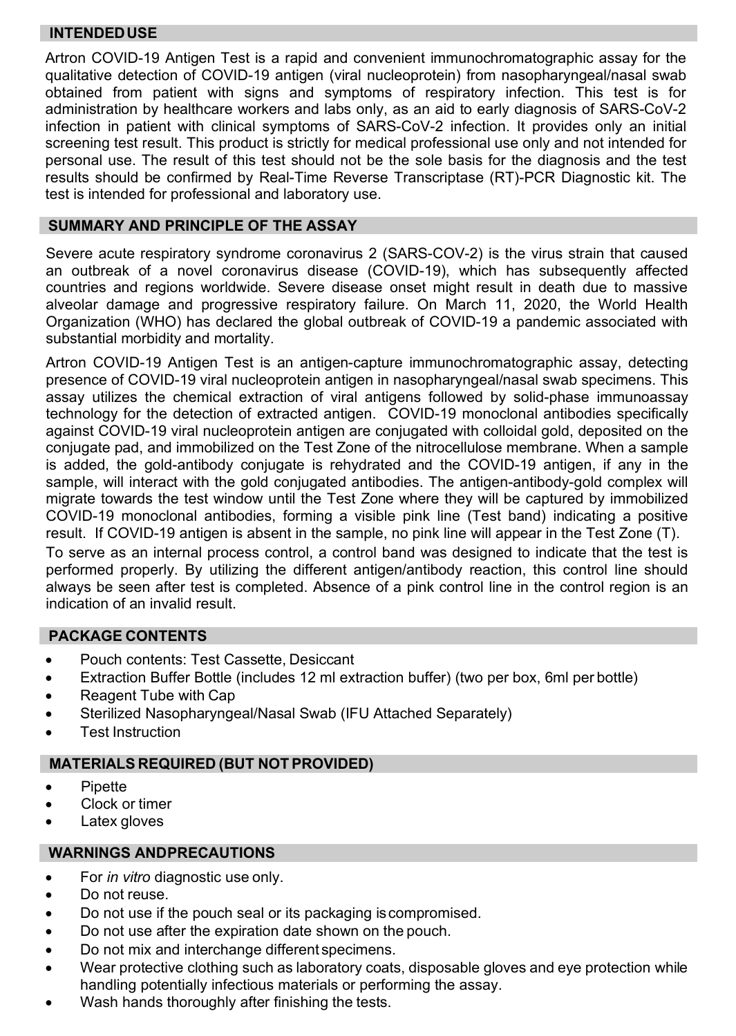## INTENDED USE

Artron COVID-19 Antigen Test is a rapid and convenient immunochromatographic assay for the qualitative detection of COVID-19 antigen (viral nucleoprotein) from nasopharyngeal/nasal swab obtained from patient with signs and symptoms of respiratory infection. This test is for administration by healthcare workers and labs only, as an aid to early diagnosis of SARS-CoV-2 infection in patient with clinical symptoms of SARS-CoV-2 infection. It provides only an initial screening test result. This product is strictly for medical professional use only and not intended for personal use. The result of this test should not be the sole basis for the diagnosis and the test results should be confirmed by Real-Time Reverse Transcriptase (RT)-PCR Diagnostic kit. The test is intended for professional and laboratory use.

## SUMMARY AND PRINCIPLE OF THE ASSAY

Severe acute respiratory syndrome coronavirus 2 (SARS-COV-2) is the virus strain that caused an outbreak of a novel coronavirus disease (COVID-19), which has subsequently affected countries and regions worldwide. Severe disease onset might result in death due to massive alveolar damage and progressive respiratory failure. On March 11, 2020, the World Health Organization (WHO) has declared the global outbreak of COVID-19 a pandemic associated with substantial morbidity and mortality.

Artron COVID-19 Antigen Test is an antigen-capture immunochromatographic assay, detecting presence of COVID-19 viral nucleoprotein antigen in nasopharyngeal/nasal swab specimens. This assay utilizes the chemical extraction of viral antigens followed by solid-phase immunoassay technology for the detection of extracted antigen. COVID-19 monoclonal antibodies specifically against COVID-19 viral nucleoprotein antigen are conjugated with colloidal gold, deposited on the conjugate pad, and immobilized on the Test Zone of the nitrocellulose membrane. When a sample is added, the gold-antibody conjugate is rehydrated and the COVID-19 antigen, if any in the sample, will interact with the gold conjugated antibodies. The antigen-antibody-gold complex will migrate towards the test window until the Test Zone where they will be captured by immobilized COVID-19 monoclonal antibodies, forming a visible pink line (Test band) indicating a positive result. If COVID-19 antigen is absent in the sample, no pink line will appear in the Test Zone (T).

To serve as an internal process control, a control band was designed to indicate that the test is performed properly. By utilizing the different antigen/antibody reaction, this control line should always be seen after test is completed. Absence of a pink control line in the control region is an indication of an invalid result.

## PACKAGE CONTENTS

- Pouch contents: Test Cassette, Desiccant
- Extraction Buffer Bottle (includes 12 ml extraction buffer) (two per box, 6ml per bottle)
- Reagent Tube with Cap
- Sterilized Nasopharyngeal/Nasal Swab (IFU Attached Separately)
- Test Instruction

## MATERIALS REQUIRED (BUT NOT PROVIDED)

- Pipette
- Clock or timer
- Latex gloves

## WARNINGS AND PRECAUTIONS

- For *in vitro* diagnostic use only.
- Do not reuse.
- Do not use if the pouch seal or its packaging is compromised.
- Do not use after the expiration date shown on the pouch.
- Do not mix and interchange different specimens.
- Wear protective clothing such as laboratory coats, disposable gloves and eye protection while handling potentially infectious materials or performing the assay.
- Wash hands thoroughly after finishing the tests.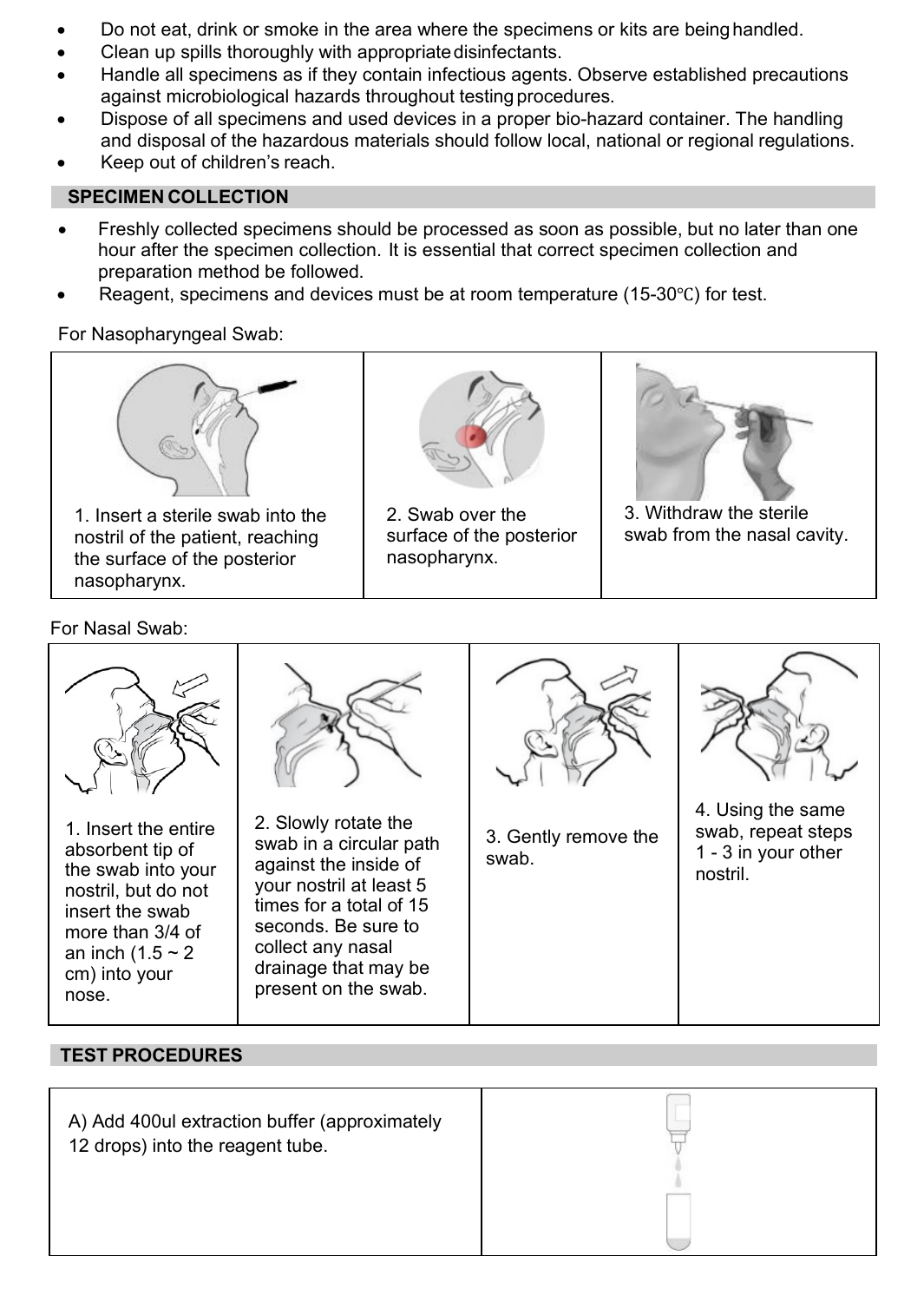- Do not eat, drink or smoke in the area where the specimens or kits are being handled.
- Clean up spills thoroughly with appropriate disinfectants.
- Handle all specimens as if they contain infectious agents. Observe established precautions against microbiological hazards throughout testing procedures.
- Dispose of all specimens and used devices in a proper bio-hazard container. The handling and disposal of the hazardous materials should follow local, national or regional regulations.
- Keep out of children's reach.

## SPECIMEN COLLECTION

- Freshly collected specimens should be processed as soon as possible, but no later than one hour after the specimen collection. It is essential that correct specimen collection and preparation method be followed.
- Reagent, specimens and devices must be at room temperature (15-30℃) for test.

For Nasopharyngeal Swab:

| 1. Insert a sterile swab into the nostril of the patient, reaching the surface of the posterior nasopharynx. | 2. Swab over the surface of the posterior nasopharynx. | 3. Withdraw the sterile swab from the nasal cavity. |
|---|---|---|

For Nasal Swab:

| 1. Insert the entire absorbent tip of the swab into your nostril, but do not insert the swab more than 3/4 of an inch (1.5 ~ 2 cm) into your nose. | 2. Slowly rotate the swab in a circular path against the inside of your nostril at least 5 times for a total of 15 seconds. Be sure to collect any nasal drainage that may be present on the swab. | 3. Gently remove the swab. | 4. Using the same swab, repeat steps 1 - 3 in your other nostril. |
|---|---|---|---|

## TEST PROCEDURES

| A) Add 400ul extraction buffer (approximately 12 drops) into the reagent tube. | |
|---|---|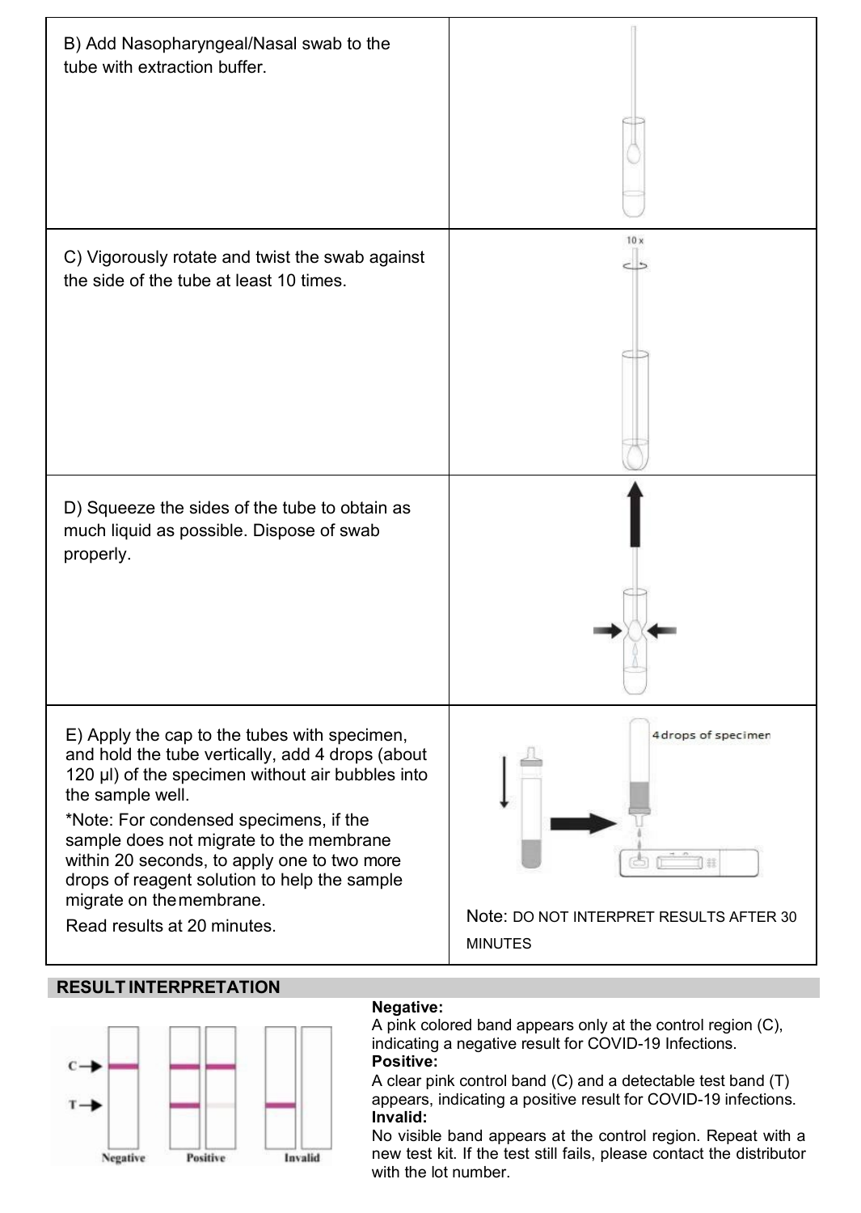| | |
|---|---|
| B) Add Nasopharyngeal/Nasal swab to the tube with extraction buffer. | |
| C) Vigorously rotate and twist the swab against the side of the tube at least 10 times. | 10 x |
| D) Squeeze the sides of the tube to obtain as much liquid as possible. Dispose of swab properly. | |
| E) Apply the cap to the tubes with specimen, and hold the tube vertically, add 4 drops (about 120 µl) of the specimen without air bubbles into the sample well.<br>*Note: For condensed specimens, if the sample does not migrate to the membrane within 20 seconds, to apply one to two more drops of reagent solution to help the sample migrate on the membrane.<br>Read results at 20 minutes. | 4 drops of specimen<br>Note: DO NOT INTERPRET RESULTS AFTER 30 MINUTES |

## RESULT INTERPRETATION

C →

T →

Negative Positive Invalid

**Negative:**
A pink colored band appears only at the control region (C), indicating a negative result for COVID-19 Infections.

**Positive:**
A clear pink control band (C) and a detectable test band (T) appears, indicating a positive result for COVID-19 infections.

**Invalid:**
No visible band appears at the control region. Repeat with a new test kit. If the test still fails, please contact the distributor with the lot number.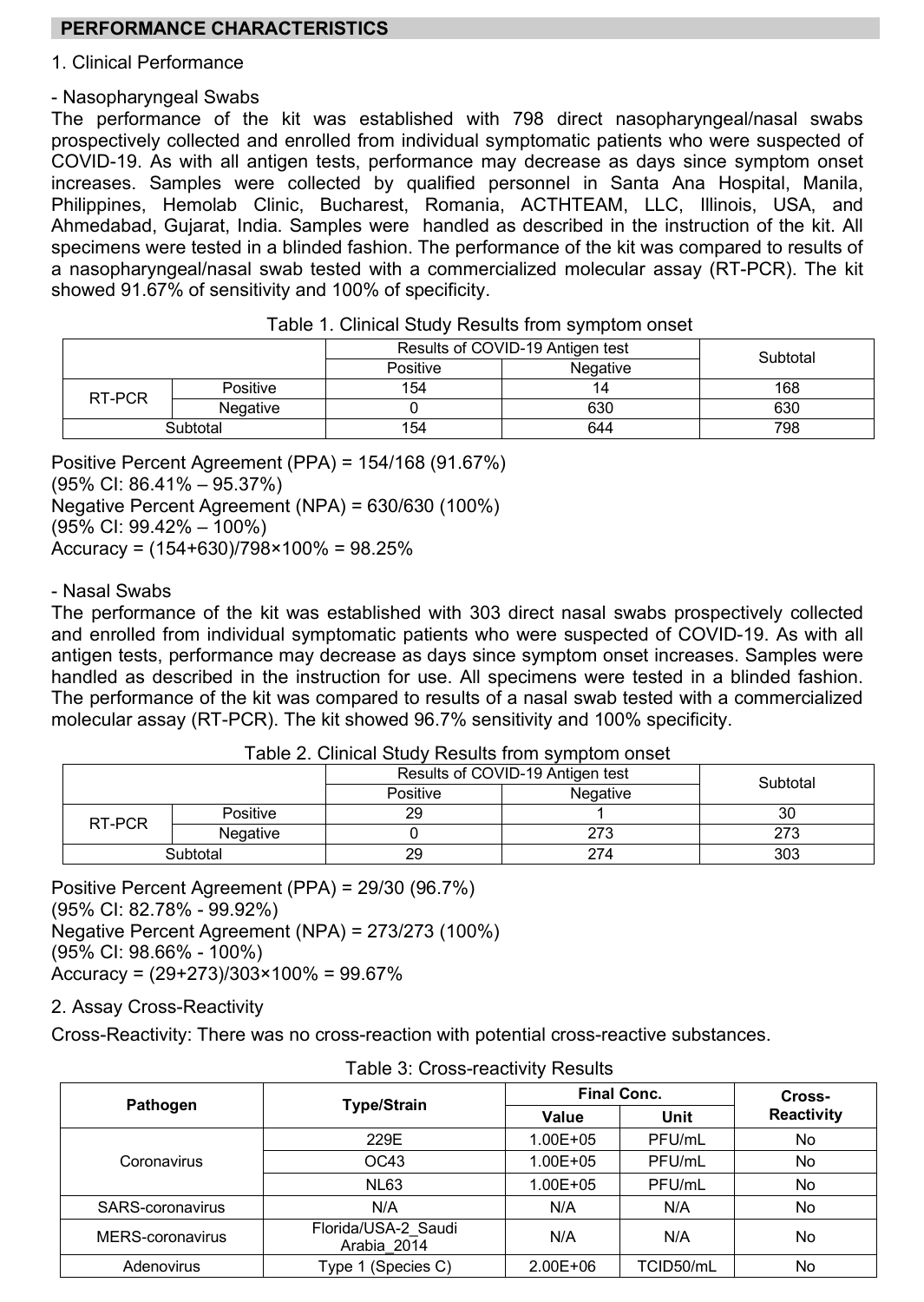## PERFORMANCE CHARACTERISTICS

1. Clinical Performance

- Nasopharyngeal Swabs

The performance of the kit was established with 798 direct nasopharyngeal/nasal swabs prospectively collected and enrolled from individual symptomatic patients who were suspected of COVID-19. As with all antigen tests, performance may decrease as days since symptom onset increases. Samples were collected by qualified personnel in Santa Ana Hospital, Manila, Philippines, Hemolab Clinic, Bucharest, Romania, ACTHTEAM, LLC, Illinois, USA, and Ahmedabad, Gujarat, India. Samples were handled as described in the instruction of the kit. All specimens were tested in a blinded fashion. The performance of the kit was compared to results of a nasopharyngeal/nasal swab tested with a commercialized molecular assay (RT-PCR). The kit showed 91.67% of sensitivity and 100% of specificity.

Table 1. Clinical Study Results from symptom onset

| | | Results of COVID-19 Antigen test | | Subtotal |
|---|---|---|---|---|
| | | Positive | Negative | |
| RT-PCR | Positive | 154 | 14 | 168 |
| | Negative | 0 | 630 | 630 |
| Subtotal | | 154 | 644 | 798 |

Positive Percent Agreement (PPA) = 154/168 (91.67%)
(95% CI: 86.41% – 95.37%)
Negative Percent Agreement (NPA) = 630/630 (100%)
(95% CI: 99.42% – 100%)
Accuracy = (154+630)/798×100% = 98.25%

- Nasal Swabs

The performance of the kit was established with 303 direct nasal swabs prospectively collected and enrolled from individual symptomatic patients who were suspected of COVID-19. As with all antigen tests, performance may decrease as days since symptom onset increases. Samples were handled as described in the instruction for use. All specimens were tested in a blinded fashion. The performance of the kit was compared to results of a nasal swab tested with a commercialized molecular assay (RT-PCR). The kit showed 96.7% sensitivity and 100% specificity.

Table 2. Clinical Study Results from symptom onset

| | | Results of COVID-19 Antigen test | | Subtotal |
|---|---|---|---|---|
| | | Positive | Negative | |
| RT-PCR | Positive | 29 | 1 | 30 |
| | Negative | 0 | 273 | 273 |
| Subtotal | | 29 | 274 | 303 |

Positive Percent Agreement (PPA) = 29/30 (96.7%)
(95% CI: 82.78% - 99.92%)
Negative Percent Agreement (NPA) = 273/273 (100%)
(95% CI: 98.66% - 100%)
Accuracy = (29+273)/303×100% = 99.67%

2. Assay Cross-Reactivity

Cross-Reactivity: There was no cross-reaction with potential cross-reactive substances.

Table 3: Cross-reactivity Results

| Pathogen | Type/Strain | Final Conc. | | Cross-Reactivity |
|---|---|---|---|---|
| | | Value | Unit | |
| Coronavirus | 229E | 1.00E+05 | PFU/mL | No |
| | OC43 | 1.00E+05 | PFU/mL | No |
| | NL63 | 1.00E+05 | PFU/mL | No |
| SARS-coronavirus | N/A | N/A | N/A | No |
| MERS-coronavirus | Florida/USA-2_Saudi Arabia_2014 | N/A | N/A | No |
| Adenovirus | Type 1 (Species C) | 2.00E+06 | TCID50/mL | No |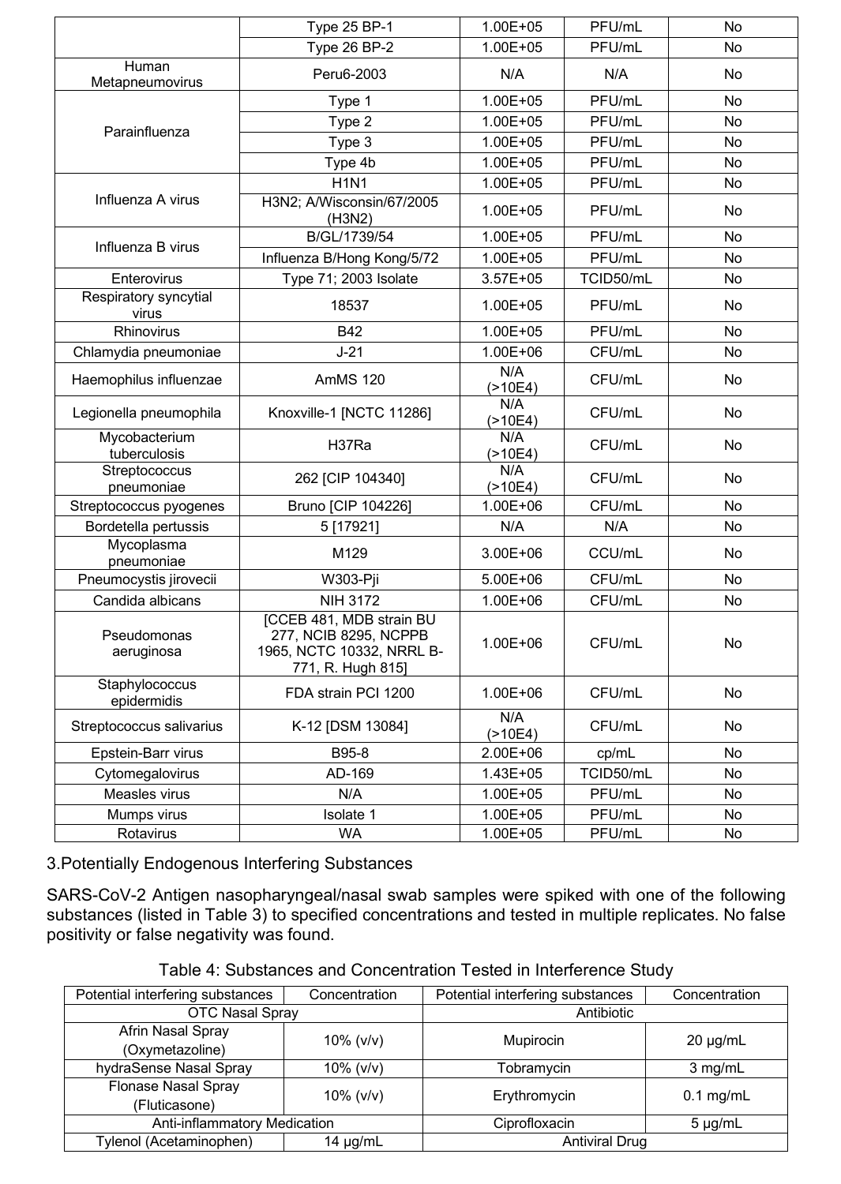| | Type 25 BP-1 | 1.00E+05 | PFU/mL | No |
|---|---|---|---|---|
| | Type 26 BP-2 | 1.00E+05 | PFU/mL | No |
| Human Metapneumovirus | Peru6-2003 | N/A | N/A | No |
| Parainfluenza | Type 1 | 1.00E+05 | PFU/mL | No |
| | Type 2 | 1.00E+05 | PFU/mL | No |
| | Type 3 | 1.00E+05 | PFU/mL | No |
| | Type 4b | 1.00E+05 | PFU/mL | No |
| Influenza A virus | H1N1 | 1.00E+05 | PFU/mL | No |
| | H3N2; A/Wisconsin/67/2005 (H3N2) | 1.00E+05 | PFU/mL | No |
| Influenza B virus | B/GL/1739/54 | 1.00E+05 | PFU/mL | No |
| | Influenza B/Hong Kong/5/72 | 1.00E+05 | PFU/mL | No |
| Enterovirus | Type 71; 2003 Isolate | 3.57E+05 | TCID50/mL | No |
| Respiratory syncytial virus | 18537 | 1.00E+05 | PFU/mL | No |
| Rhinovirus | B42 | 1.00E+05 | PFU/mL | No |
| Chlamydia pneumoniae | J-21 | 1.00E+06 | CFU/mL | No |
| Haemophilus influenzae | AmMS 120 | N/A (>10E4) | CFU/mL | No |
| Legionella pneumophila | Knoxville-1 [NCTC 11286] | N/A (>10E4) | CFU/mL | No |
| Mycobacterium tuberculosis | H37Ra | N/A (>10E4) | CFU/mL | No |
| Streptococcus pneumoniae | 262 [CIP 104340] | N/A (>10E4) | CFU/mL | No |
| Streptococcus pyogenes | Bruno [CIP 104226] | 1.00E+06 | CFU/mL | No |
| Bordetella pertussis | 5 [17921] | N/A | N/A | No |
| Mycoplasma pneumoniae | M129 | 3.00E+06 | CCU/mL | No |
| Pneumocystis jirovecii | W303-Pji | 5.00E+06 | CFU/mL | No |
| Candida albicans | NIH 3172 | 1.00E+06 | CFU/mL | No |
| Pseudomonas aeruginosa | [CCEB 481, MDB strain BU 277, NCIB 8295, NCPPB 1965, NCTC 10332, NRRL B-771, R. Hugh 815] | 1.00E+06 | CFU/mL | No |
| Staphylococcus epidermidis | FDA strain PCI 1200 | 1.00E+06 | CFU/mL | No |
| Streptococcus salivarius | K-12 [DSM 13084] | N/A (>10E4) | CFU/mL | No |
| Epstein-Barr virus | B95-8 | 2.00E+06 | cp/mL | No |
| Cytomegalovirus | AD-169 | 1.43E+05 | TCID50/mL | No |
| Measles virus | N/A | 1.00E+05 | PFU/mL | No |
| Mumps virus | Isolate 1 | 1.00E+05 | PFU/mL | No |
| Rotavirus | WA | 1.00E+05 | PFU/mL | No |

3.Potentially Endogenous Interfering Substances

SARS-CoV-2 Antigen nasopharyngeal/nasal swab samples were spiked with one of the following substances (listed in Table 3) to specified concentrations and tested in multiple replicates. No false positivity or false negativity was found.

Table 4: Substances and Concentration Tested in Interference Study

| Potential interfering substances | Concentration | Potential interfering substances | Concentration |
|---|---|---|---|
| OTC Nasal Spray | | Antibiotic | |
| Afrin Nasal Spray (Oxymetazoline) | 10% (v/v) | Mupirocin | 20 μg/mL |
| hydraSense Nasal Spray | 10% (v/v) | Tobramycin | 3 mg/mL |
| Flonase Nasal Spray (Fluticasone) | 10% (v/v) | Erythromycin | 0.1 mg/mL |
| Anti-inflammatory Medication | | Ciprofloxacin | 5 μg/mL |
| Tylenol (Acetaminophen) | 14 μg/mL | Antiviral Drug | |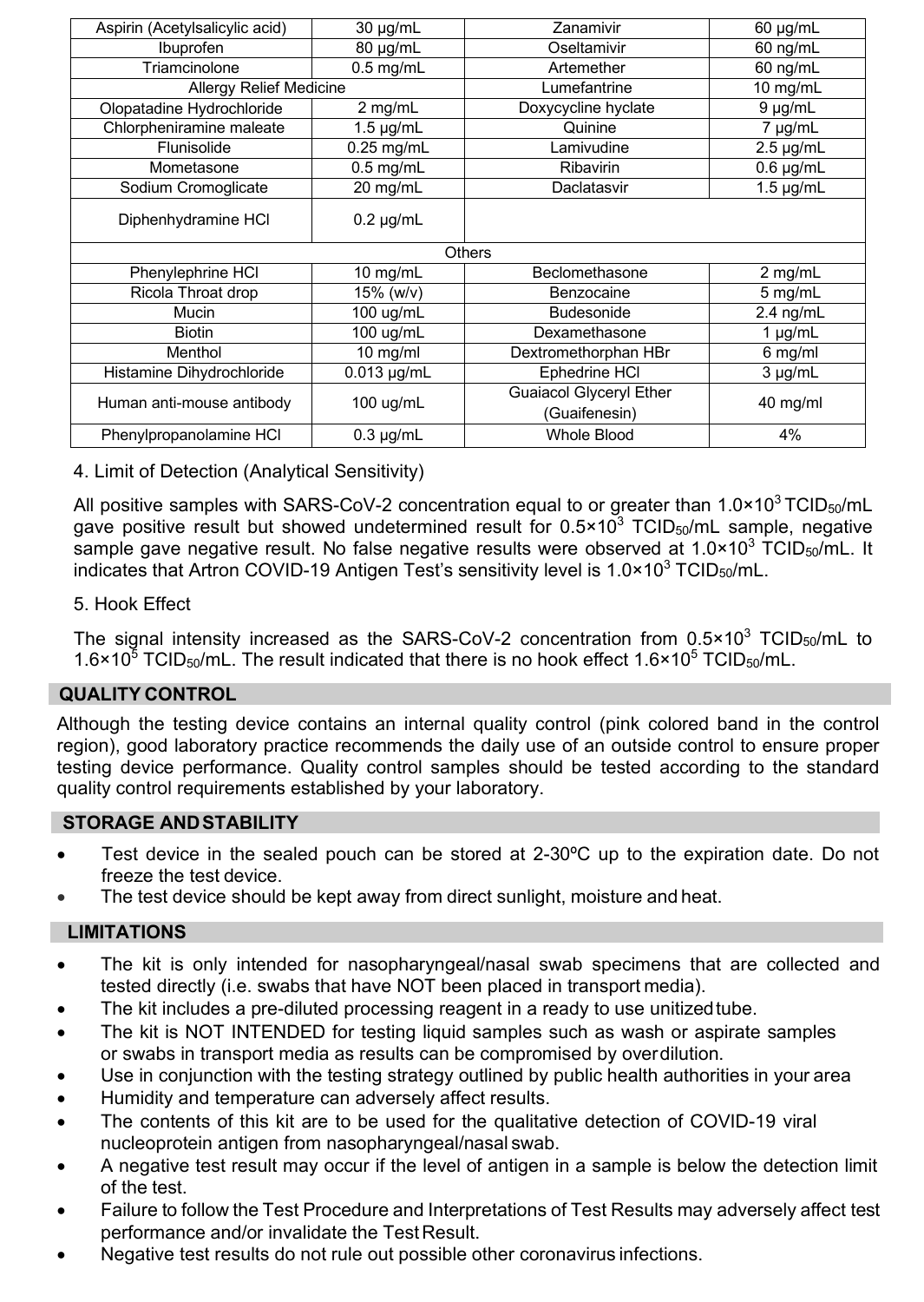| Aspirin (Acetylsalicylic acid) | 30 µg/mL | Zanamivir | 60 µg/mL |
|---|---|---|---|
| Ibuprofen | 80 µg/mL | Oseltamivir | 60 ng/mL |
| Triamcinolone | 0.5 mg/mL | Artemether | 60 ng/mL |
| Allergy Relief Medicine | | Lumefantrine | 10 mg/mL |
| Olopatadine Hydrochloride | 2 mg/mL | Doxycycline hyclate | 9 µg/mL |
| Chlorpheniramine maleate | 1.5 µg/mL | Quinine | 7 µg/mL |
| Flunisolide | 0.25 mg/mL | Lamivudine | 2.5 µg/mL |
| Mometasone | 0.5 mg/mL | Ribavirin | 0.6 µg/mL |
| Sodium Cromoglicate | 20 mg/mL | Daclatasvir | 1.5 µg/mL |
| Diphenhydramine HCl | 0.2 µg/mL | | |
| Others | | | |
| Phenylephrine HCl | 10 mg/mL | Beclomethasone | 2 mg/mL |
| Ricola Throat drop | 15% (w/v) | Benzocaine | 5 mg/mL |
| Mucin | 100 ug/mL | Budesonide | 2.4 ng/mL |
| Biotin | 100 ug/mL | Dexamethasone | 1 µg/mL |
| Menthol | 10 mg/ml | Dextromethorphan HBr | 6 mg/ml |
| Histamine Dihydrochloride | 0.013 µg/mL | Ephedrine HCl | 3 µg/mL |
| Human anti-mouse antibody | 100 ug/mL | Guaiacol Glyceryl Ether (Guaifenesin) | 40 mg/ml |
| Phenylpropanolamine HCl | 0.3 µg/mL | Whole Blood | 4% |

4. Limit of Detection (Analytical Sensitivity)

All positive samples with SARS-CoV-2 concentration equal to or greater than $1.0\times10^3$ $TCID_{50}$/mL gave positive result but showed undetermined result for $0.5\times10^3$ $TCID_{50}$/mL sample, negative sample gave negative result. No false negative results were observed at $1.0\times10^3$ $TCID_{50}$/mL. It indicates that Artron COVID-19 Antigen Test's sensitivity level is $1.0\times10^3$ $TCID_{50}$/mL.

5. Hook Effect

The signal intensity increased as the SARS-CoV-2 concentration from $0.5\times10^3$ $TCID_{50}$/mL to $1.6\times10^5$ $TCID_{50}$/mL. The result indicated that there is no hook effect $1.6\times10^5$ $TCID_{50}$/mL.

## QUALITY CONTROL

Although the testing device contains an internal quality control (pink colored band in the control region), good laboratory practice recommends the daily use of an outside control to ensure proper testing device performance. Quality control samples should be tested according to the standard quality control requirements established by your laboratory.

## STORAGE AND STABILITY

- Test device in the sealed pouch can be stored at 2-30ºC up to the expiration date. Do not freeze the test device.
- The test device should be kept away from direct sunlight, moisture and heat.

## LIMITATIONS

- The kit is only intended for nasopharyngeal/nasal swab specimens that are collected and tested directly (i.e. swabs that have NOT been placed in transport media).
- The kit includes a pre-diluted processing reagent in a ready to use unitized tube.
- The kit is NOT INTENDED for testing liquid samples such as wash or aspirate samples or swabs in transport media as results can be compromised by over dilution.
- Use in conjunction with the testing strategy outlined by public health authorities in your area
- Humidity and temperature can adversely affect results.
- The contents of this kit are to be used for the qualitative detection of COVID-19 viral nucleoprotein antigen from nasopharyngeal/nasal swab.
- A negative test result may occur if the level of antigen in a sample is below the detection limit of the test.
- Failure to follow the Test Procedure and Interpretations of Test Results may adversely affect test performance and/or invalidate the Test Result.
- Negative test results do not rule out possible other coronavirus infections.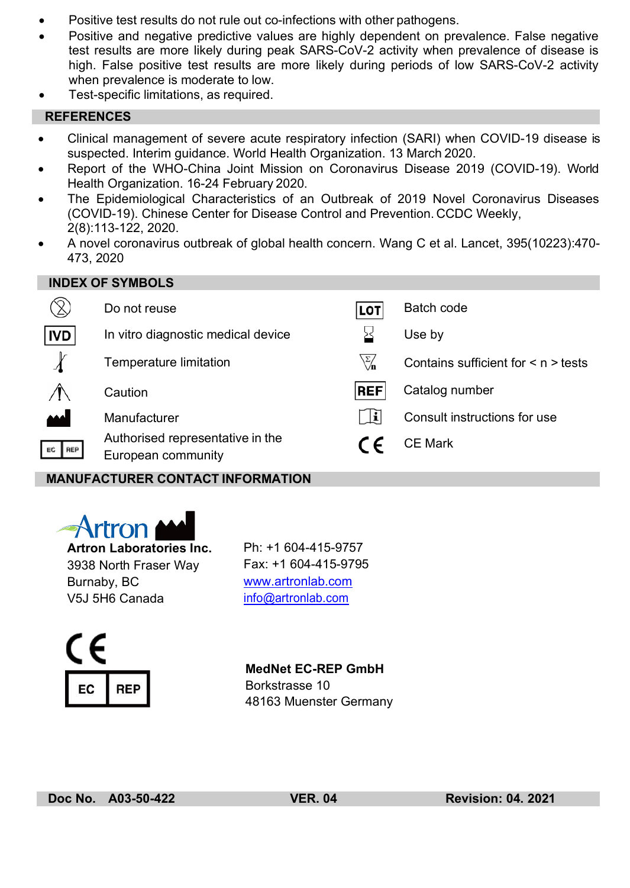- Positive test results do not rule out co-infections with other pathogens.
- Positive and negative predictive values are highly dependent on prevalence. False negative test results are more likely during peak SARS-CoV-2 activity when prevalence of disease is high. False positive test results are more likely during periods of low SARS-CoV-2 activity when prevalence is moderate to low.
- Test-specific limitations, as required.

## REFERENCES

- Clinical management of severe acute respiratory infection (SARI) when COVID-19 disease is suspected. Interim guidance. World Health Organization. 13 March 2020.
- Report of the WHO-China Joint Mission on Coronavirus Disease 2019 (COVID-19). World Health Organization. 16-24 February 2020.
- The Epidemiological Characteristics of an Outbreak of 2019 Novel Coronavirus Diseases (COVID-19). Chinese Center for Disease Control and Prevention. CCDC Weekly, 2(8):113-122, 2020.
- A novel coronavirus outbreak of global health concern. Wang C et al. Lancet, 395(10223):470-473, 2020

## INDEX OF SYMBOLS

| | | | |
|---|---|---|---|
| | Do not reuse | LOT | Batch code |
| IVD | In vitro diagnostic medical device | | Use by |
| | Temperature limitation | | Contains sufficient for < n > tests |
| | Caution | REF | Catalog number |
| | Manufacturer | | Consult instructions for use |
| EC REP | Authorised representative in the European community | CE | CE Mark |

## MANUFACTURER CONTACT INFORMATION

Artron

**Artron Laboratories Inc.**
3938 North Fraser Way
Burnaby, BC
V5J 5H6 Canada

Ph: +1 604-415-9757
Fax: +1 604-415-9795
www.artronlab.com
info@artronlab.com

CE

EC REP

**MedNet EC-REP GmbH**
Borkstrasse 10
48163 Muenster Germany

**Doc No. A03-50-422** **VER. 04** **Revision: 04. 2021**